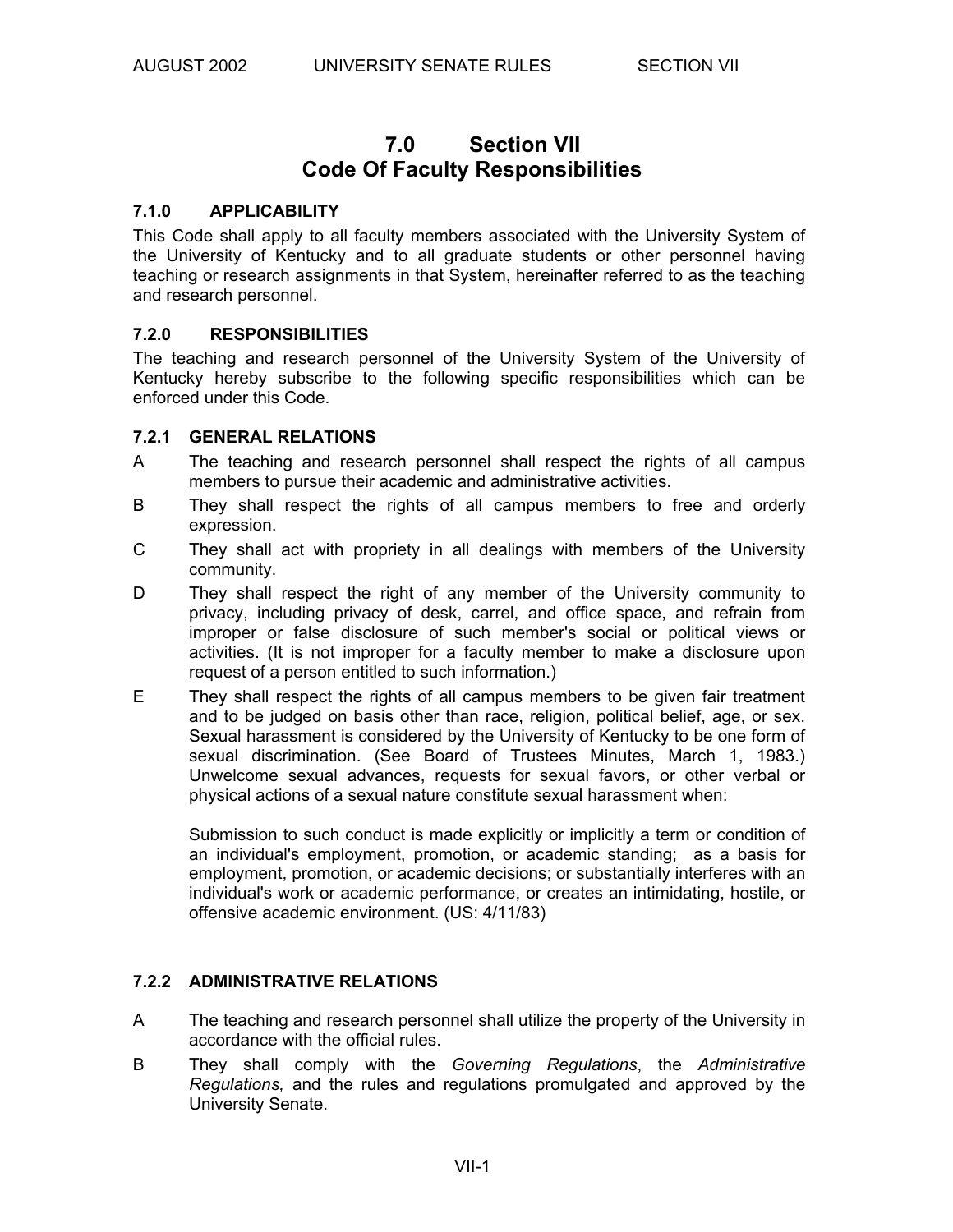# 7.0 Section VII
# Code Of Faculty Responsibilities

## 7.1.0 APPLICABILITY

This Code shall apply to all faculty members associated with the University System of the University of Kentucky and to all graduate students or other personnel having teaching or research assignments in that System, hereinafter referred to as the teaching and research personnel.

## 7.2.0 RESPONSIBILITIES

The teaching and research personnel of the University System of the University of Kentucky hereby subscribe to the following specific responsibilities which can be enforced under this Code.

### 7.2.1 GENERAL RELATIONS

A The teaching and research personnel shall respect the rights of all campus members to pursue their academic and administrative activities.

B They shall respect the rights of all campus members to free and orderly expression.

C They shall act with propriety in all dealings with members of the University community.

D They shall respect the right of any member of the University community to privacy, including privacy of desk, carrel, and office space, and refrain from improper or false disclosure of such member's social or political views or activities. (It is not improper for a faculty member to make a disclosure upon request of a person entitled to such information.)

E They shall respect the rights of all campus members to be given fair treatment and to be judged on basis other than race, religion, political belief, age, or sex. Sexual harassment is considered by the University of Kentucky to be one form of sexual discrimination. (See Board of Trustees Minutes, March 1, 1983.) Unwelcome sexual advances, requests for sexual favors, or other verbal or physical actions of a sexual nature constitute sexual harassment when:

Submission to such conduct is made explicitly or implicitly a term or condition of an individual's employment, promotion, or academic standing; as a basis for employment, promotion, or academic decisions; or substantially interferes with an individual's work or academic performance, or creates an intimidating, hostile, or offensive academic environment. (US: 4/11/83)

### 7.2.2 ADMINISTRATIVE RELATIONS

A The teaching and research personnel shall utilize the property of the University in accordance with the official rules.

B They shall comply with the *Governing Regulations*, the *Administrative Regulations,* and the rules and regulations promulgated and approved by the University Senate.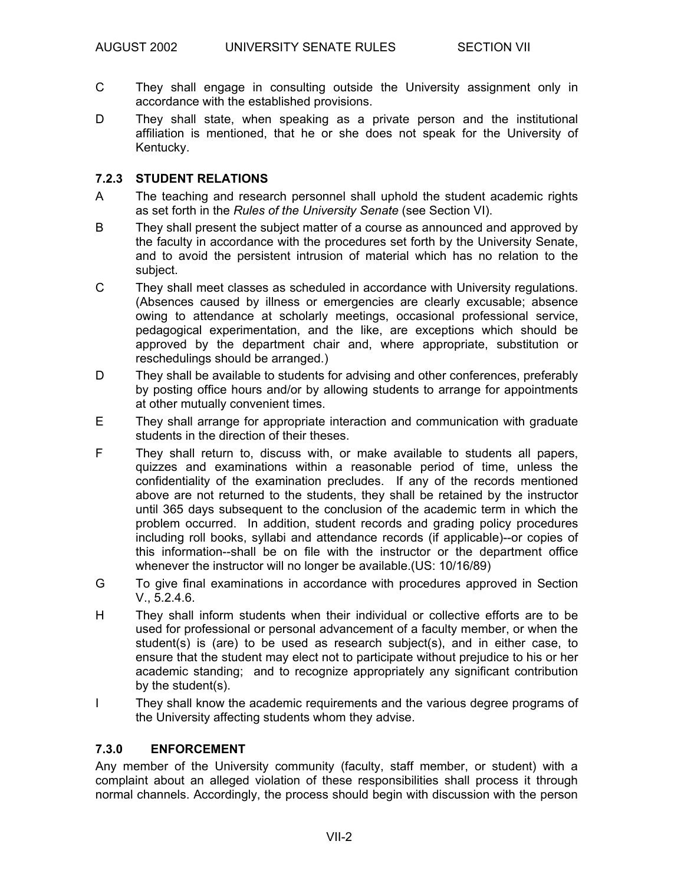C They shall engage in consulting outside the University assignment only in accordance with the established provisions.

D They shall state, when speaking as a private person and the institutional affiliation is mentioned, that he or she does not speak for the University of Kentucky.

### 7.2.3 STUDENT RELATIONS

A The teaching and research personnel shall uphold the student academic rights as set forth in the *Rules of the University Senate* (see Section VI).

B They shall present the subject matter of a course as announced and approved by the faculty in accordance with the procedures set forth by the University Senate, and to avoid the persistent intrusion of material which has no relation to the subject.

C They shall meet classes as scheduled in accordance with University regulations. (Absences caused by illness or emergencies are clearly excusable; absence owing to attendance at scholarly meetings, occasional professional service, pedagogical experimentation, and the like, are exceptions which should be approved by the department chair and, where appropriate, substitution or reschedulings should be arranged.)

D They shall be available to students for advising and other conferences, preferably by posting office hours and/or by allowing students to arrange for appointments at other mutually convenient times.

E They shall arrange for appropriate interaction and communication with graduate students in the direction of their theses.

F They shall return to, discuss with, or make available to students all papers, quizzes and examinations within a reasonable period of time, unless the confidentiality of the examination precludes. If any of the records mentioned above are not returned to the students, they shall be retained by the instructor until 365 days subsequent to the conclusion of the academic term in which the problem occurred. In addition, student records and grading policy procedures including roll books, syllabi and attendance records (if applicable)--or copies of this information--shall be on file with the instructor or the department office whenever the instructor will no longer be available.(US: 10/16/89)

G To give final examinations in accordance with procedures approved in Section V., 5.2.4.6.

H They shall inform students when their individual or collective efforts are to be used for professional or personal advancement of a faculty member, or when the student(s) is (are) to be used as research subject(s), and in either case, to ensure that the student may elect not to participate without prejudice to his or her academic standing; and to recognize appropriately any significant contribution by the student(s).

I They shall know the academic requirements and the various degree programs of the University affecting students whom they advise.

## 7.3.0 ENFORCEMENT

Any member of the University community (faculty, staff member, or student) with a complaint about an alleged violation of these responsibilities shall process it through normal channels. Accordingly, the process should begin with discussion with the person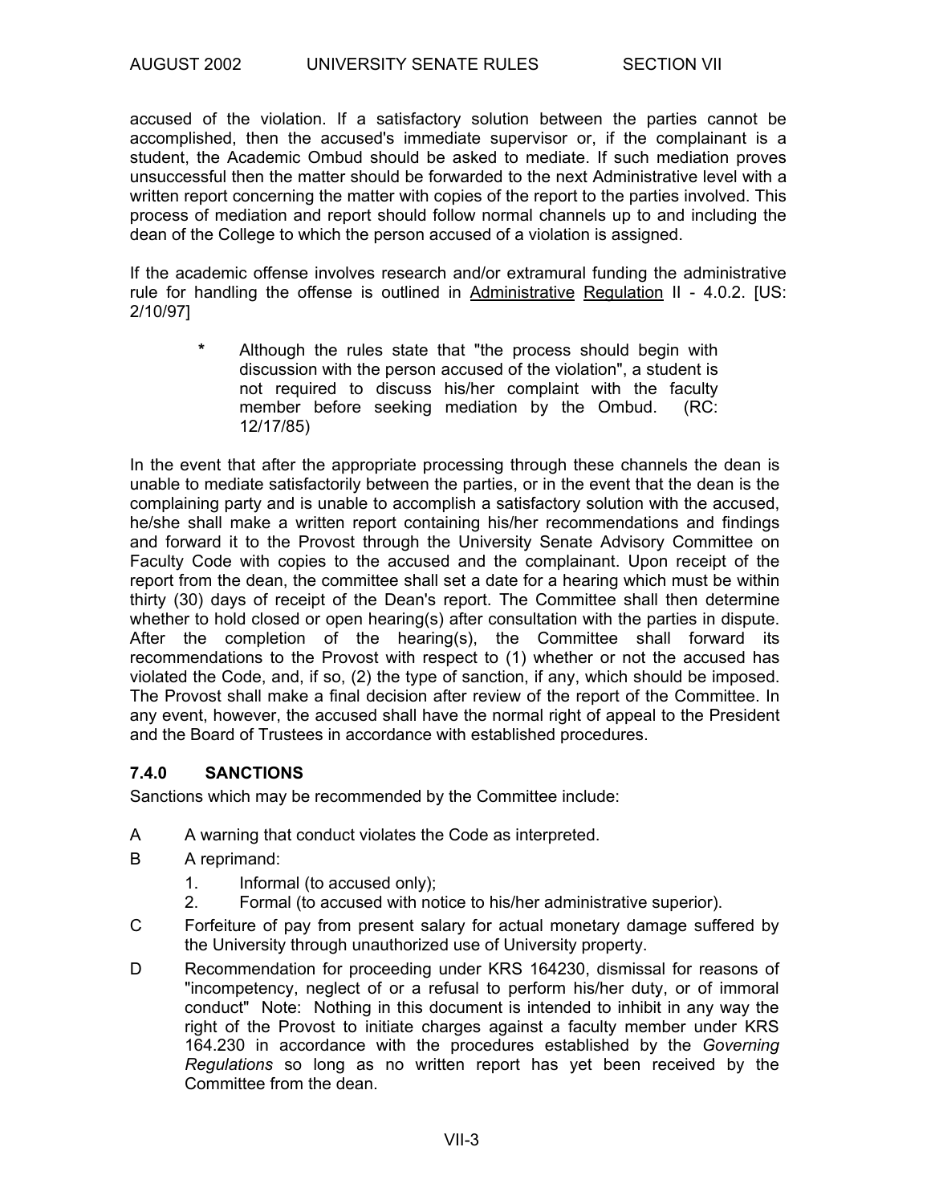accused of the violation. If a satisfactory solution between the parties cannot be accomplished, then the accused's immediate supervisor or, if the complainant is a student, the Academic Ombud should be asked to mediate. If such mediation proves unsuccessful then the matter should be forwarded to the next Administrative level with a written report concerning the matter with copies of the report to the parties involved. This process of mediation and report should follow normal channels up to and including the dean of the College to which the person accused of a violation is assigned.

If the academic offense involves research and/or extramural funding the administrative rule for handling the offense is outlined in <u>Administrative</u> <u>Regulation</u> II - 4.0.2. [US: 2/10/97]

> \* Although the rules state that "the process should begin with discussion with the person accused of the violation", a student is not required to discuss his/her complaint with the faculty member before seeking mediation by the Ombud. (RC: 12/17/85)

In the event that after the appropriate processing through these channels the dean is unable to mediate satisfactorily between the parties, or in the event that the dean is the complaining party and is unable to accomplish a satisfactory solution with the accused, he/she shall make a written report containing his/her recommendations and findings and forward it to the Provost through the University Senate Advisory Committee on Faculty Code with copies to the accused and the complainant. Upon receipt of the report from the dean, the committee shall set a date for a hearing which must be within thirty (30) days of receipt of the Dean's report. The Committee shall then determine whether to hold closed or open hearing(s) after consultation with the parties in dispute. After the completion of the hearing(s), the Committee shall forward its recommendations to the Provost with respect to (1) whether or not the accused has violated the Code, and, if so, (2) the type of sanction, if any, which should be imposed. The Provost shall make a final decision after review of the report of the Committee. In any event, however, the accused shall have the normal right of appeal to the President and the Board of Trustees in accordance with established procedures.

### 7.4.0 SANCTIONS

Sanctions which may be recommended by the Committee include:

A&emsp;A warning that conduct violates the Code as interpreted.

B&emsp;A reprimand:
1. Informal (to accused only);
2. Formal (to accused with notice to his/her administrative superior).

C&emsp;Forfeiture of pay from present salary for actual monetary damage suffered by the University through unauthorized use of University property.

D&emsp;Recommendation for proceeding under KRS 164230, dismissal for reasons of "incompetency, neglect of or a refusal to perform his/her duty, or of immoral conduct" Note: Nothing in this document is intended to inhibit in any way the right of the Provost to initiate charges against a faculty member under KRS 164.230 in accordance with the procedures established by the *Governing Regulations* so long as no written report has yet been received by the Committee from the dean.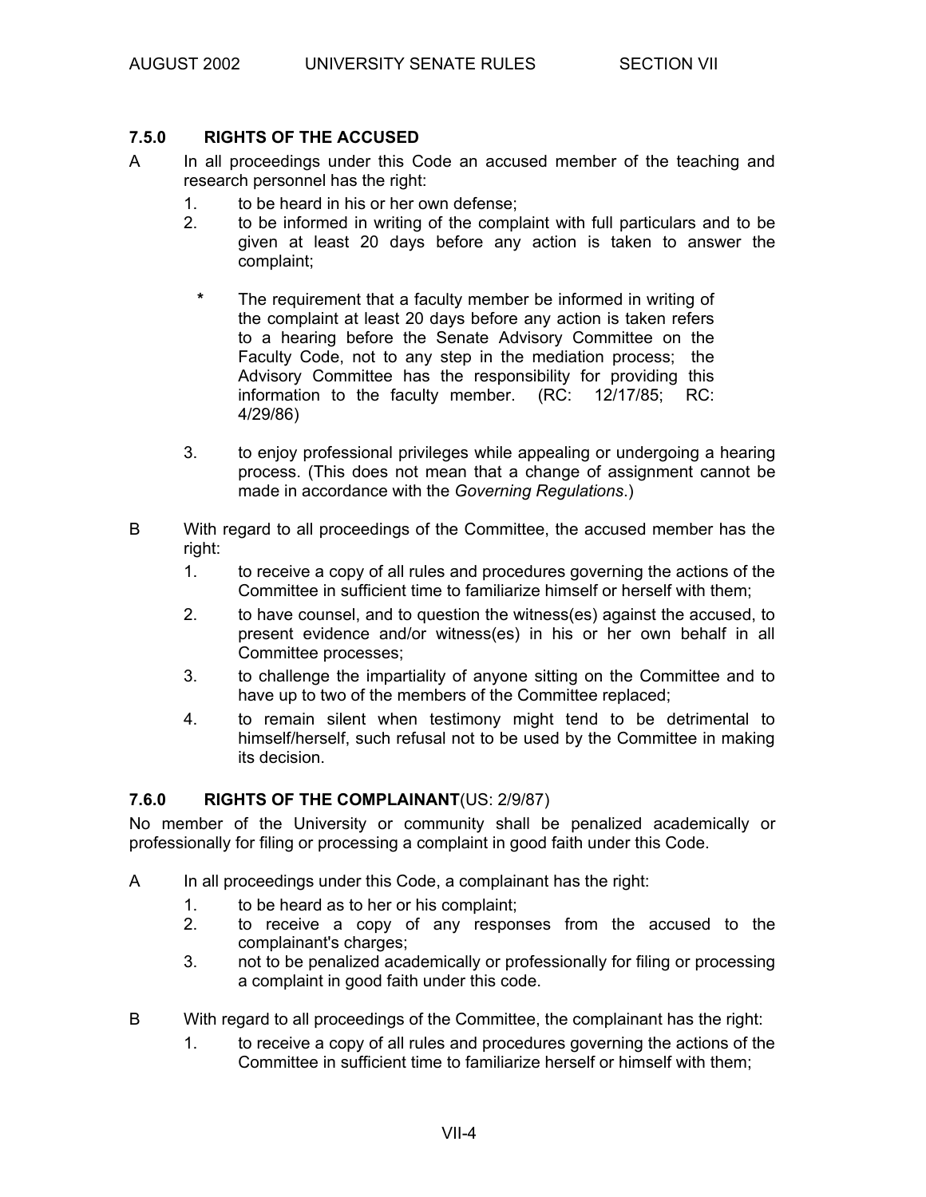### 7.5.0 RIGHTS OF THE ACCUSED

A In all proceedings under this Code an accused member of the teaching and research personnel has the right:

1. to be heard in his or her own defense;
2. to be informed in writing of the complaint with full particulars and to be given at least 20 days before any action is taken to answer the complaint;

   \* The requirement that a faculty member be informed in writing of the complaint at least 20 days before any action is taken refers to a hearing before the Senate Advisory Committee on the Faculty Code, not to any step in the mediation process; the Advisory Committee has the responsibility for providing this information to the faculty member. (RC: 12/17/85; RC: 4/29/86)

3. to enjoy professional privileges while appealing or undergoing a hearing process. (This does not mean that a change of assignment cannot be made in accordance with the *Governing Regulations*.)

B With regard to all proceedings of the Committee, the accused member has the right:

1. to receive a copy of all rules and procedures governing the actions of the Committee in sufficient time to familiarize himself or herself with them;
2. to have counsel, and to question the witness(es) against the accused, to present evidence and/or witness(es) in his or her own behalf in all Committee processes;
3. to challenge the impartiality of anyone sitting on the Committee and to have up to two of the members of the Committee replaced;
4. to remain silent when testimony might tend to be detrimental to himself/herself, such refusal not to be used by the Committee in making its decision.

### 7.6.0 RIGHTS OF THE COMPLAINANT (US: 2/9/87)

No member of the University or community shall be penalized academically or professionally for filing or processing a complaint in good faith under this Code.

A In all proceedings under this Code, a complainant has the right:

1. to be heard as to her or his complaint;
2. to receive a copy of any responses from the accused to the complainant's charges;
3. not to be penalized academically or professionally for filing or processing a complaint in good faith under this code.

B With regard to all proceedings of the Committee, the complainant has the right:

1. to receive a copy of all rules and procedures governing the actions of the Committee in sufficient time to familiarize herself or himself with them;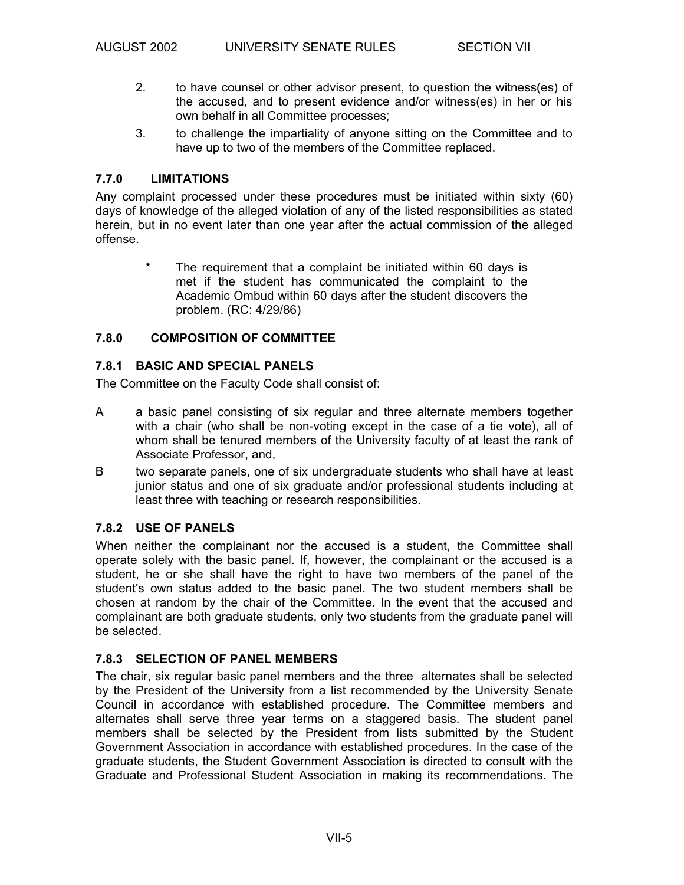2. to have counsel or other advisor present, to question the witness(es) of the accused, and to present evidence and/or witness(es) in her or his own behalf in all Committee processes;
3. to challenge the impartiality of anyone sitting on the Committee and to have up to two of the members of the Committee replaced.

### 7.7.0 LIMITATIONS

Any complaint processed under these procedures must be initiated within sixty (60) days of knowledge of the alleged violation of any of the listed responsibilities as stated herein, but in no event later than one year after the actual commission of the alleged offense.

> * The requirement that a complaint be initiated within 60 days is met if the student has communicated the complaint to the Academic Ombud within 60 days after the student discovers the problem. (RC: 4/29/86)

### 7.8.0 COMPOSITION OF COMMITTEE

#### 7.8.1 BASIC AND SPECIAL PANELS

The Committee on the Faculty Code shall consist of:

A a basic panel consisting of six regular and three alternate members together with a chair (who shall be non-voting except in the case of a tie vote), all of whom shall be tenured members of the University faculty of at least the rank of Associate Professor, and,

B two separate panels, one of six undergraduate students who shall have at least junior status and one of six graduate and/or professional students including at least three with teaching or research responsibilities.

#### 7.8.2 USE OF PANELS

When neither the complainant nor the accused is a student, the Committee shall operate solely with the basic panel. If, however, the complainant or the accused is a student, he or she shall have the right to have two members of the panel of the student's own status added to the basic panel. The two student members shall be chosen at random by the chair of the Committee. In the event that the accused and complainant are both graduate students, only two students from the graduate panel will be selected.

#### 7.8.3 SELECTION OF PANEL MEMBERS

The chair, six regular basic panel members and the three alternates shall be selected by the President of the University from a list recommended by the University Senate Council in accordance with established procedure. The Committee members and alternates shall serve three year terms on a staggered basis. The student panel members shall be selected by the President from lists submitted by the Student Government Association in accordance with established procedures. In the case of the graduate students, the Student Government Association is directed to consult with the Graduate and Professional Student Association in making its recommendations. The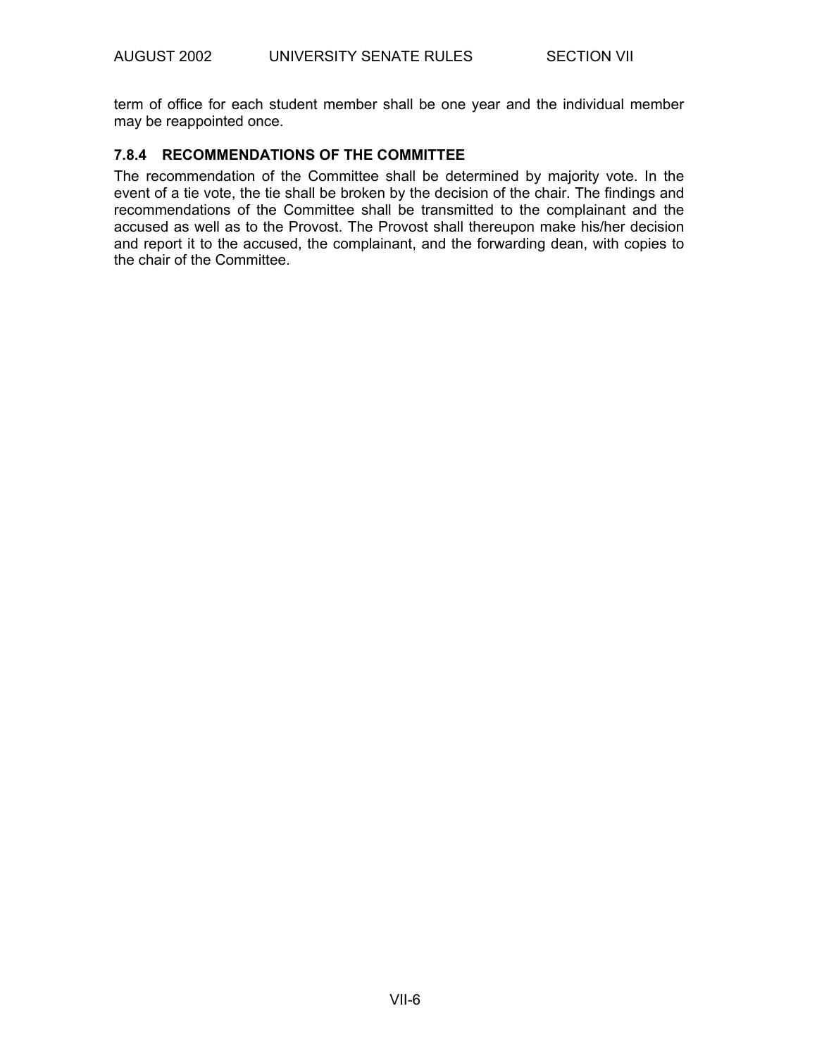term of office for each student member shall be one year and the individual member may be reappointed once.

### 7.8.4 RECOMMENDATIONS OF THE COMMITTEE

The recommendation of the Committee shall be determined by majority vote. In the event of a tie vote, the tie shall be broken by the decision of the chair. The findings and recommendations of the Committee shall be transmitted to the complainant and the accused as well as to the Provost. The Provost shall thereupon make his/her decision and report it to the accused, the complainant, and the forwarding dean, with copies to the chair of the Committee.